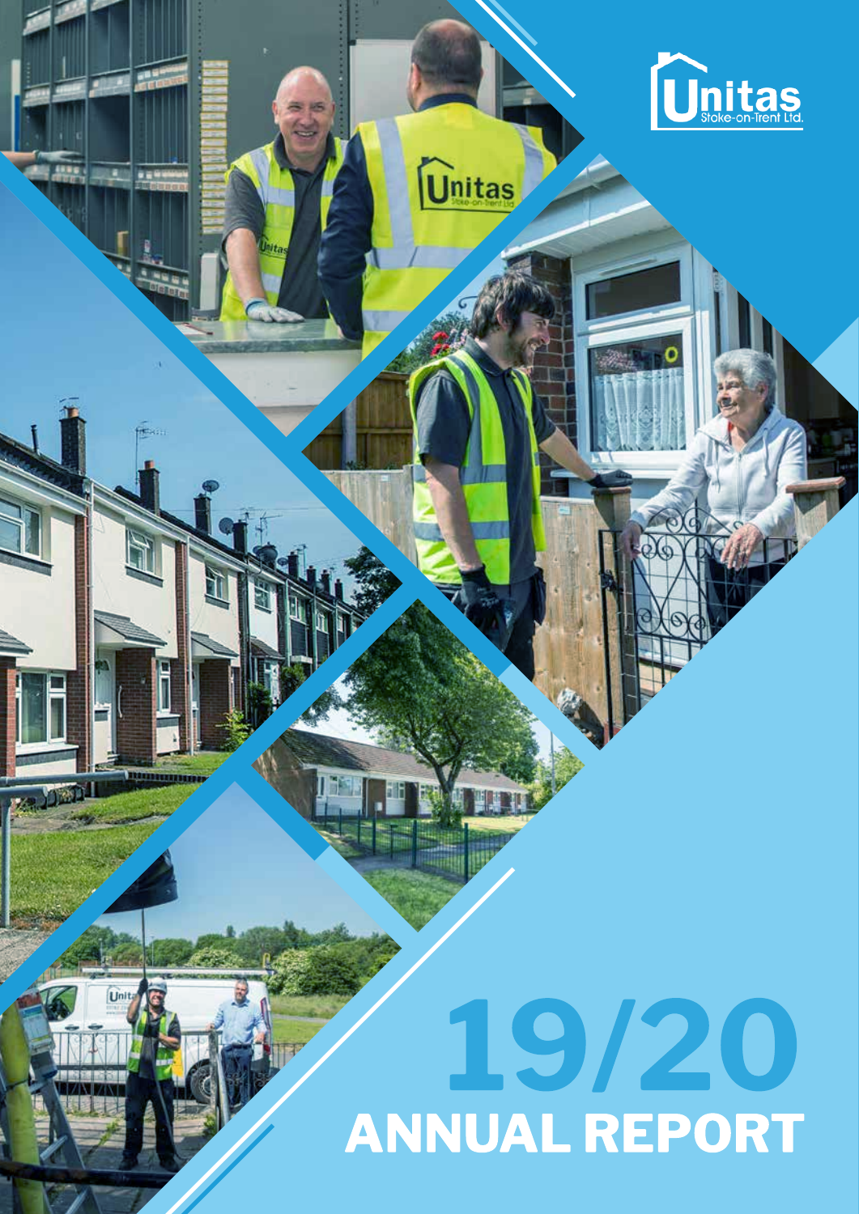Unitas Stoke-on-Trent Ltd.

# 19/20 ANNUAL REPORT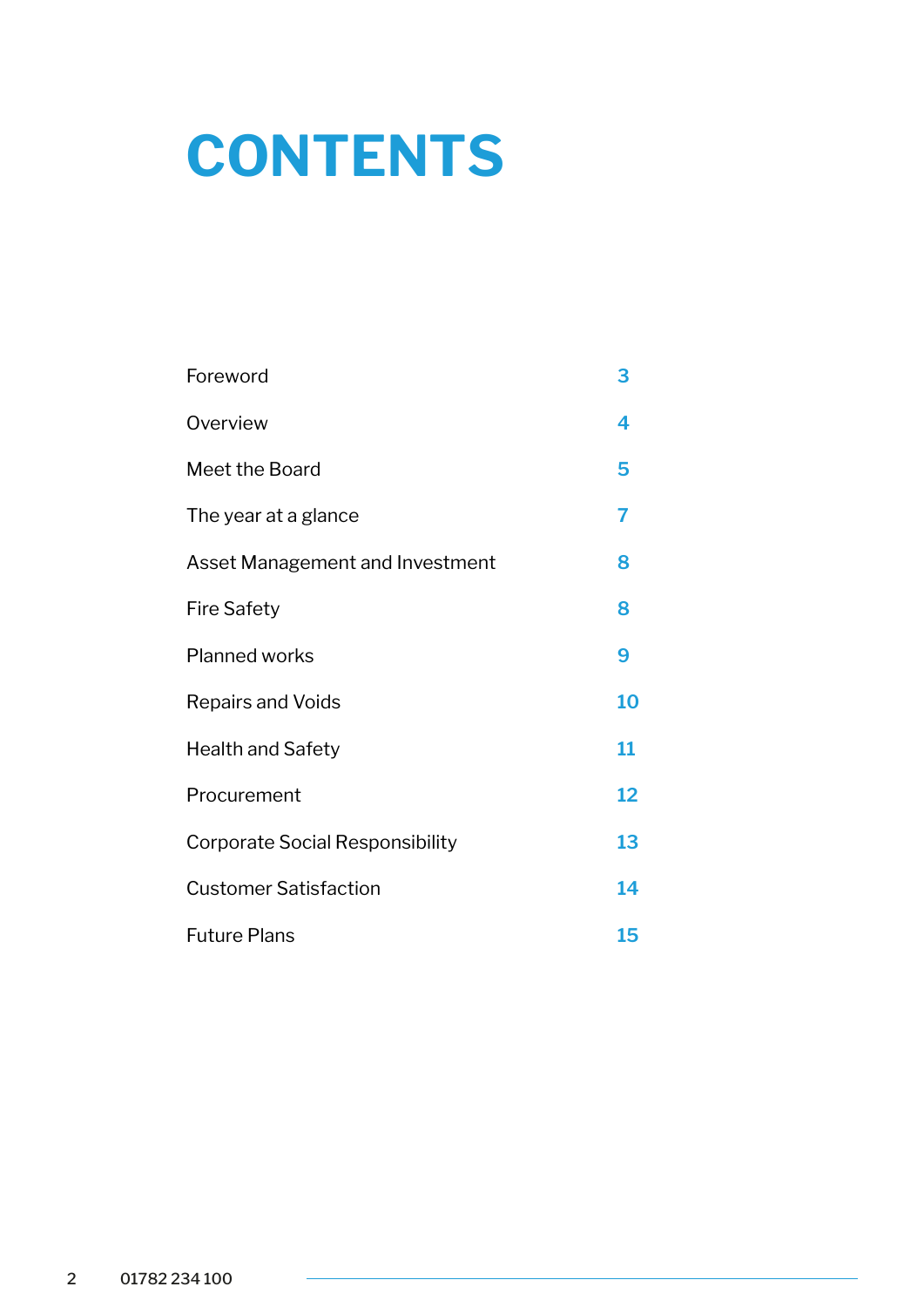# CONTENTS

| | |
|---|---|
| Foreword | 3 |
| Overview | 4 |
| Meet the Board | 5 |
| The year at a glance | 7 |
| Asset Management and Investment | 8 |
| Fire Safety | 8 |
| Planned works | 9 |
| Repairs and Voids | 10 |
| Health and Safety | 11 |
| Procurement | 12 |
| Corporate Social Responsibility | 13 |
| Customer Satisfaction | 14 |
| Future Plans | 15 |

01782 234 100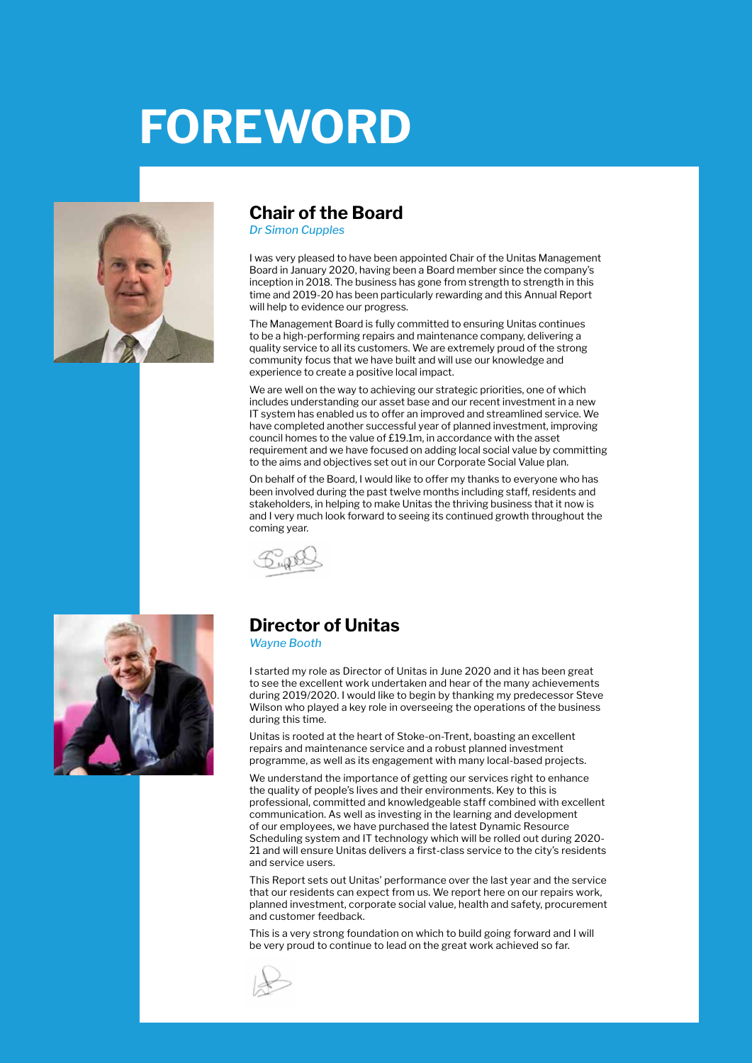# FOREWORD

## Chair of the Board

*Dr Simon Cupples*

I was very pleased to have been appointed Chair of the Unitas Management Board in January 2020, having been a Board member since the company's inception in 2018. The business has gone from strength to strength in this time and 2019-20 has been particularly rewarding and this Annual Report will help to evidence our progress.

The Management Board is fully committed to ensuring Unitas continues to be a high-performing repairs and maintenance company, delivering a quality service to all its customers. We are extremely proud of the strong community focus that we have built and will use our knowledge and experience to create a positive local impact.

We are well on the way to achieving our strategic priorities, one of which includes understanding our asset base and our recent investment in a new IT system has enabled us to offer an improved and streamlined service. We have completed another successful year of planned investment, improving council homes to the value of £19.1m, in accordance with the asset requirement and we have focused on adding local social value by committing to the aims and objectives set out in our Corporate Social Value plan.

On behalf of the Board, I would like to offer my thanks to everyone who has been involved during the past twelve months including staff, residents and stakeholders, in helping to make Unitas the thriving business that it now is and I very much look forward to seeing its continued growth throughout the coming year.

## Director of Unitas

*Wayne Booth*

I started my role as Director of Unitas in June 2020 and it has been great to see the excellent work undertaken and hear of the many achievements during 2019/2020. I would like to begin by thanking my predecessor Steve Wilson who played a key role in overseeing the operations of the business during this time.

Unitas is rooted at the heart of Stoke-on-Trent, boasting an excellent repairs and maintenance service and a robust planned investment programme, as well as its engagement with many local-based projects.

We understand the importance of getting our services right to enhance the quality of people's lives and their environments. Key to this is professional, committed and knowledgeable staff combined with excellent communication. As well as investing in the learning and development of our employees, we have purchased the latest Dynamic Resource Scheduling system and IT technology which will be rolled out during 2020-21 and will ensure Unitas delivers a first-class service to the city's residents and service users.

This Report sets out Unitas' performance over the last year and the service that our residents can expect from us. We report here on our repairs work, planned investment, corporate social value, health and safety, procurement and customer feedback.

This is a very strong foundation on which to build going forward and I will be very proud to continue to lead on the great work achieved so far.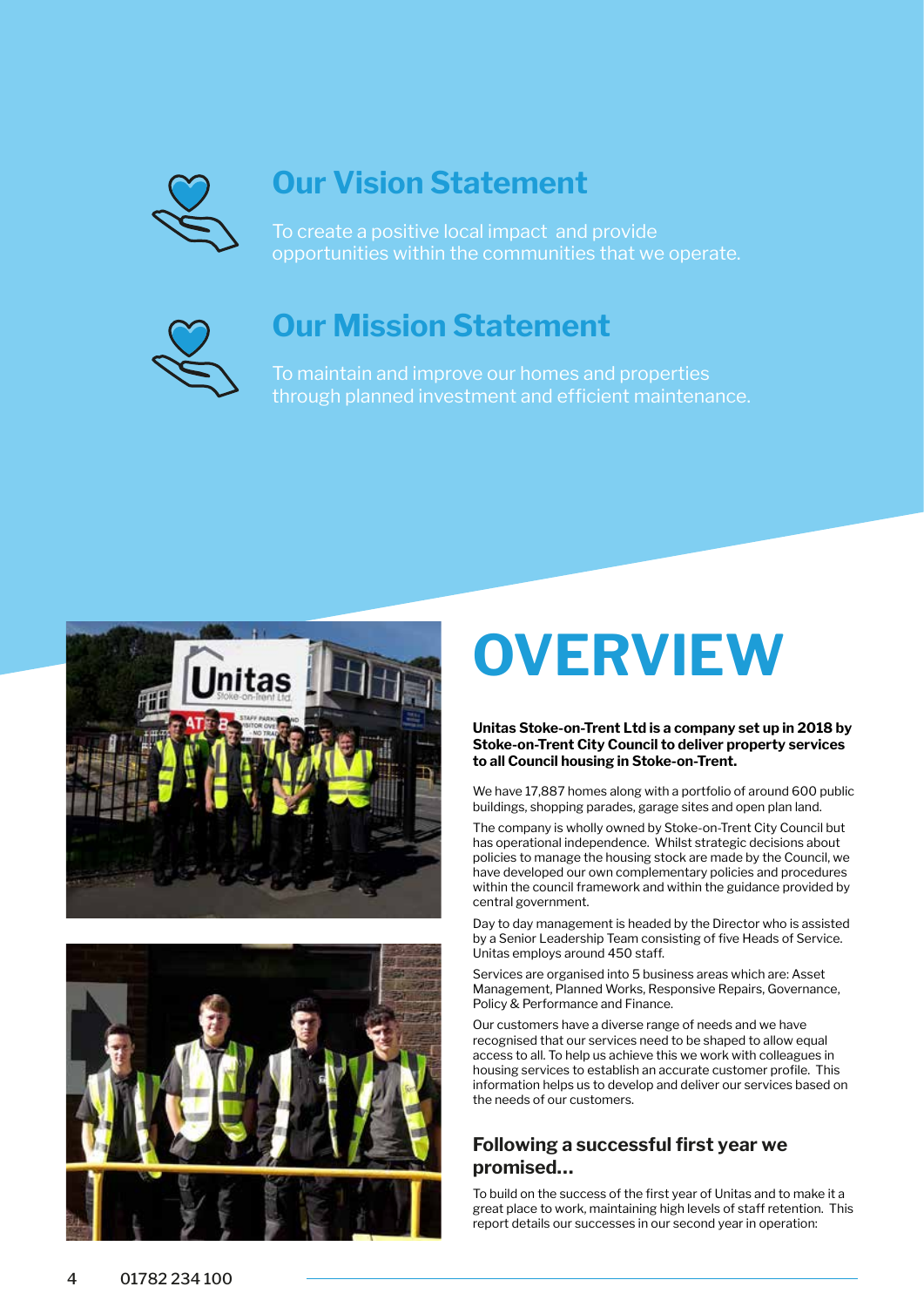## Our Vision Statement

To create a positive local impact and provide opportunities within the communities that we operate.

## Our Mission Statement

To maintain and improve our homes and properties through planned investment and efficient maintenance.

# OVERVIEW

**Unitas Stoke-on-Trent Ltd is a company set up in 2018 by Stoke-on-Trent City Council to deliver property services to all Council housing in Stoke-on-Trent.**

We have 17,887 homes along with a portfolio of around 600 public buildings, shopping parades, garage sites and open plan land.

The company is wholly owned by Stoke-on-Trent City Council but has operational independence. Whilst strategic decisions about policies to manage the housing stock are made by the Council, we have developed our own complementary policies and procedures within the council framework and within the guidance provided by central government.

Day to day management is headed by the Director who is assisted by a Senior Leadership Team consisting of five Heads of Service. Unitas employs around 450 staff.

Services are organised into 5 business areas which are: Asset Management, Planned Works, Responsive Repairs, Governance, Policy & Performance and Finance.

Our customers have a diverse range of needs and we have recognised that our services need to be shaped to allow equal access to all. To help us achieve this we work with colleagues in housing services to establish an accurate customer profile. This information helps us to develop and deliver our services based on the needs of our customers.

### Following a successful first year we promised…

To build on the success of the first year of Unitas and to make it a great place to work, maintaining high levels of staff retention. This report details our successes in our second year in operation: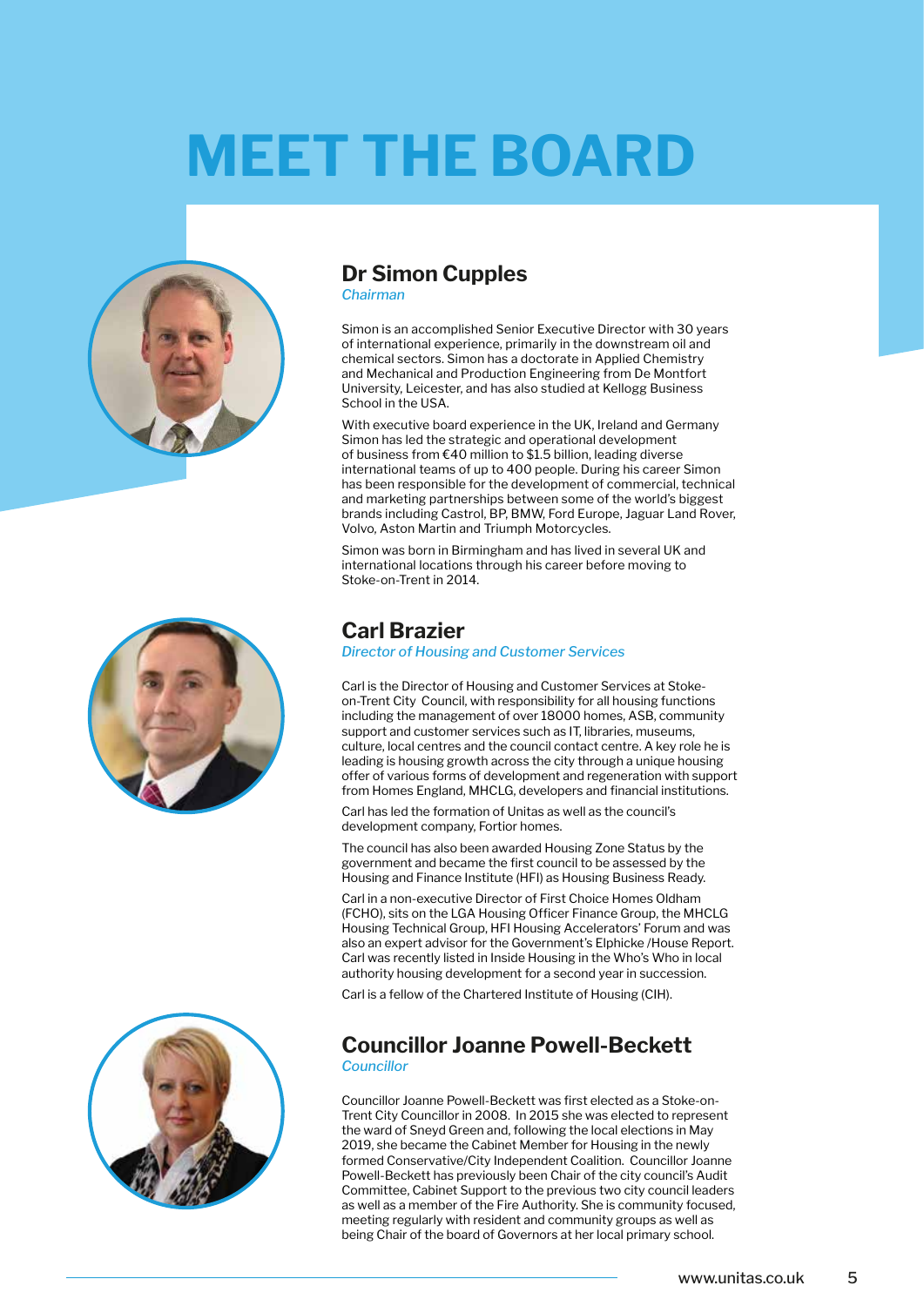# MEET THE BOARD

## Dr Simon Cupples

*Chairman*

Simon is an accomplished Senior Executive Director with 30 years of international experience, primarily in the downstream oil and chemical sectors. Simon has a doctorate in Applied Chemistry and Mechanical and Production Engineering from De Montfort University, Leicester, and has also studied at Kellogg Business School in the USA.

With executive board experience in the UK, Ireland and Germany Simon has led the strategic and operational development of business from €40 million to $1.5 billion, leading diverse international teams of up to 400 people. During his career Simon has been responsible for the development of commercial, technical and marketing partnerships between some of the world's biggest brands including Castrol, BP, BMW, Ford Europe, Jaguar Land Rover, Volvo, Aston Martin and Triumph Motorcycles.

Simon was born in Birmingham and has lived in several UK and international locations through his career before moving to Stoke-on-Trent in 2014.

## Carl Brazier

*Director of Housing and Customer Services*

Carl is the Director of Housing and Customer Services at Stoke-on-Trent City Council, with responsibility for all housing functions including the management of over 18000 homes, ASB, community support and customer services such as IT, libraries, museums, culture, local centres and the council contact centre. A key role he is leading is housing growth across the city through a unique housing offer of various forms of development and regeneration with support from Homes England, MHCLG, developers and financial institutions.

Carl has led the formation of Unitas as well as the council's development company, Fortior homes.

The council has also been awarded Housing Zone Status by the government and became the first council to be assessed by the Housing and Finance Institute (HFI) as Housing Business Ready.

Carl in a non-executive Director of First Choice Homes Oldham (FCHO), sits on the LGA Housing Officer Finance Group, the MHCLG Housing Technical Group, HFI Housing Accelerators' Forum and was also an expert advisor for the Government's Elphicke /House Report. Carl was recently listed in Inside Housing in the Who's Who in local authority housing development for a second year in succession.

Carl is a fellow of the Chartered Institute of Housing (CIH).

## Councillor Joanne Powell-Beckett

*Councillor*

Councillor Joanne Powell-Beckett was first elected as a Stoke-on-Trent City Councillor in 2008. In 2015 she was elected to represent the ward of Sneyd Green and, following the local elections in May 2019, she became the Cabinet Member for Housing in the newly formed Conservative/City Independent Coalition. Councillor Joanne Powell-Beckett has previously been Chair of the city council's Audit Committee, Cabinet Support to the previous two city council leaders as well as a member of the Fire Authority. She is community focused, meeting regularly with resident and community groups as well as being Chair of the board of Governors at her local primary school.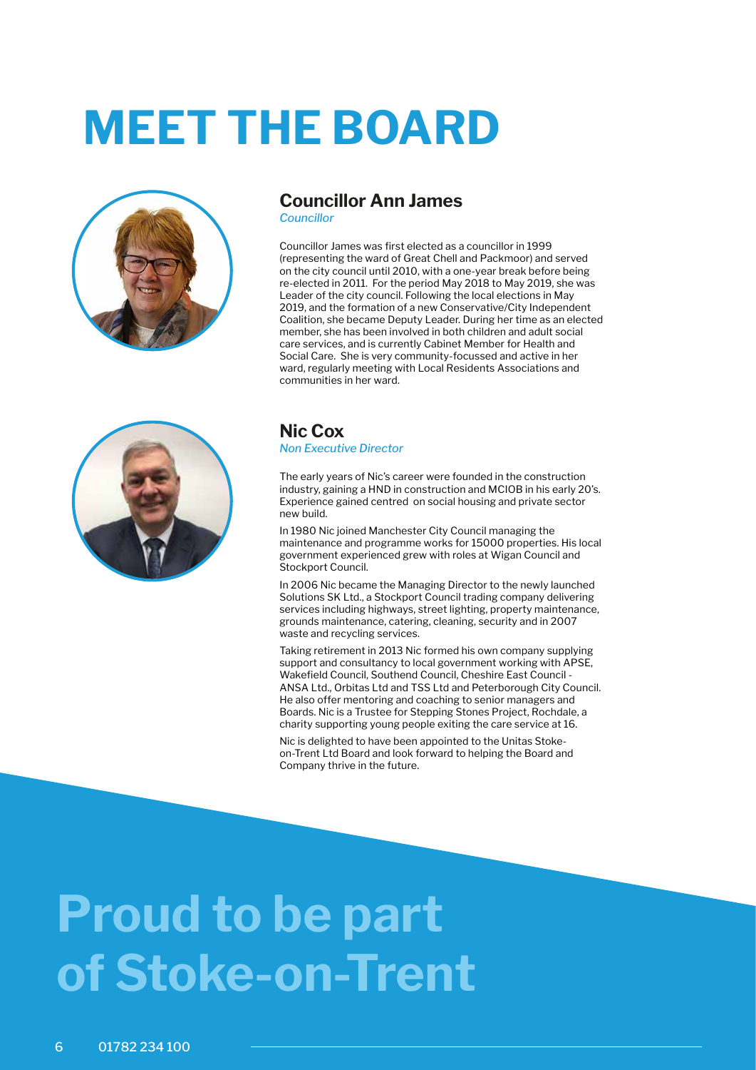# MEET THE BOARD

## Councillor Ann James

*Councillor*

Councillor James was first elected as a councillor in 1999 (representing the ward of Great Chell and Packmoor) and served on the city council until 2010, with a one-year break before being re-elected in 2011. For the period May 2018 to May 2019, she was Leader of the city council. Following the local elections in May 2019, and the formation of a new Conservative/City Independent Coalition, she became Deputy Leader. During her time as an elected member, she has been involved in both children and adult social care services, and is currently Cabinet Member for Health and Social Care. She is very community-focussed and active in her ward, regularly meeting with Local Residents Associations and communities in her ward.

## Nic Cox

*Non Executive Director*

The early years of Nic's career were founded in the construction industry, gaining a HND in construction and MCIOB in his early 20's. Experience gained centred on social housing and private sector new build.

In 1980 Nic joined Manchester City Council managing the maintenance and programme works for 15000 properties. His local government experienced grew with roles at Wigan Council and Stockport Council.

In 2006 Nic became the Managing Director to the newly launched Solutions SK Ltd., a Stockport Council trading company delivering services including highways, street lighting, property maintenance, grounds maintenance, catering, cleaning, security and in 2007 waste and recycling services.

Taking retirement in 2013 Nic formed his own company supplying support and consultancy to local government working with APSE, Wakefield Council, Southend Council, Cheshire East Council - ANSA Ltd., Orbitas Ltd and TSS Ltd and Peterborough City Council. He also offer mentoring and coaching to senior managers and Boards. Nic is a Trustee for Stepping Stones Project, Rochdale, a charity supporting young people exiting the care service at 16.

Nic is delighted to have been appointed to the Unitas Stoke-on-Trent Ltd Board and look forward to helping the Board and Company thrive in the future.

# Proud to be part of Stoke-on-Trent

01782 234 100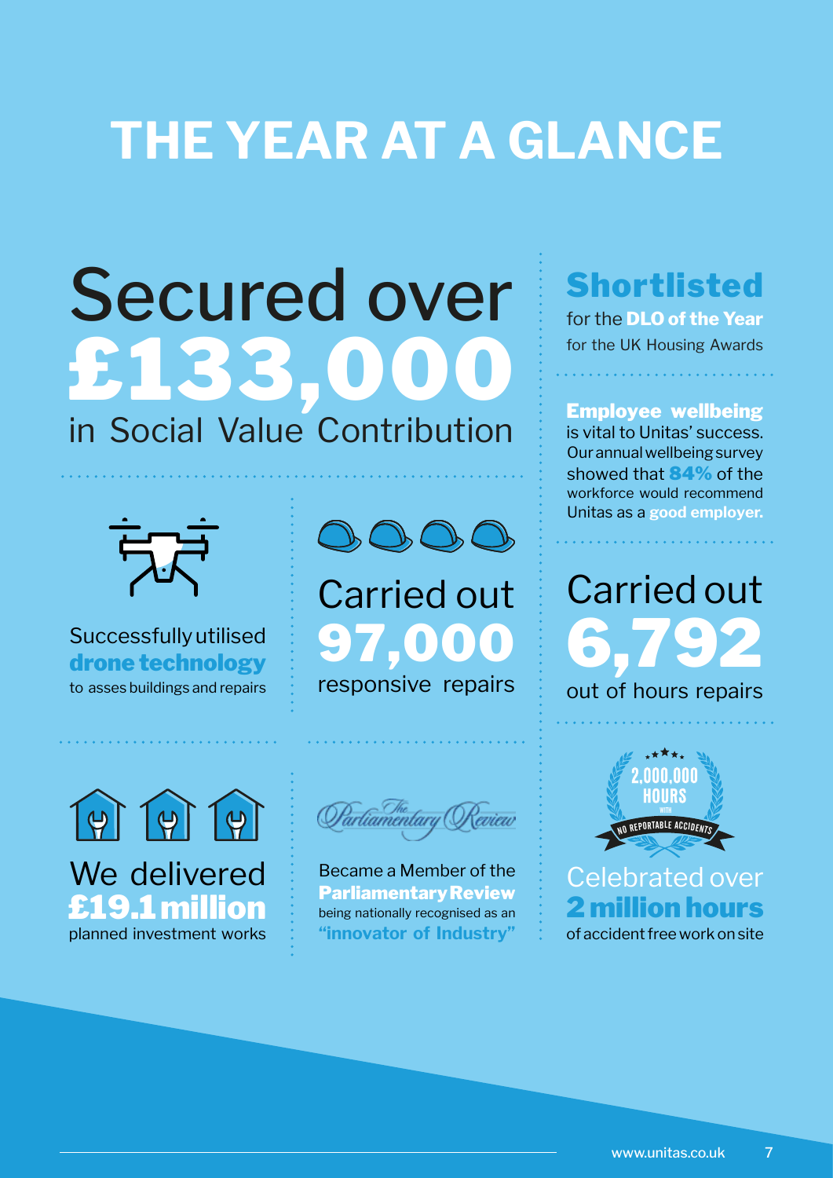# THE YEAR AT A GLANCE

Secured over **£133,000** in Social Value Contribution

**Shortlisted** for the **DLO of the Year** for the UK Housing Awards

**Employee wellbeing** is vital to Unitas' success. Our annual wellbeing survey showed that **84%** of the workforce would recommend Unitas as a **good employer.**

Successfully utilised **drone technology** to asses buildings and repairs

Carried out **97,000** responsive repairs

Carried out **6,792** out of hours repairs

We delivered **£19.1 million** planned investment works

Became a Member of the **Parliamentary Review** being nationally recognised as an **"innovator of Industry"**

2,000,000 HOURS WITH NO REPORTABLE ACCIDENTS

Celebrated over **2 million hours** of accident free work on site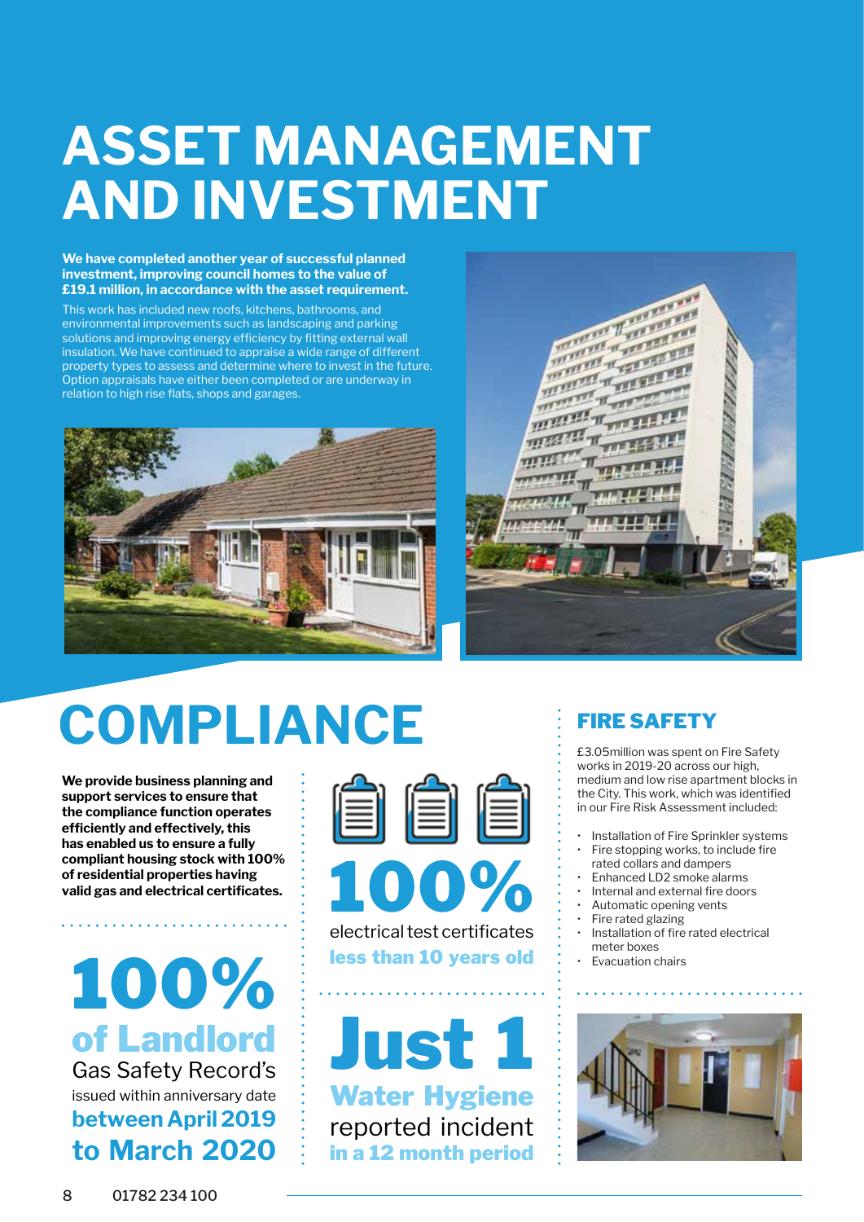# ASSET MANAGEMENT AND INVESTMENT

**We have completed another year of successful planned investment, improving council homes to the value of £19.1 million, in accordance with the asset requirement.**

This work has included new roofs, kitchens, bathrooms, and environmental improvements such as landscaping and parking solutions and improving energy efficiency by fitting external wall insulation. We have continued to appraise a wide range of different property types to assess and determine where to invest in the future. Option appraisals have either been completed or are underway in relation to high rise flats, shops and garages.

# COMPLIANCE

**We provide business planning and support services to ensure that the compliance function operates efficiently and effectively, this has enabled us to ensure a fully compliant housing stock with 100% of residential properties having valid gas and electrical certificates.**

**100% of Landlord** Gas Safety Record's issued within anniversary date **between April 2019 to March 2020**

**100%** electrical test certificates **less than 10 years old**

**Just 1 Water Hygiene** reported incident **in a 12 month period**

## FIRE SAFETY

£3.05million was spent on Fire Safety works in 2019-20 across our high, medium and low rise apartment blocks in the City. This work, which was identified in our Fire Risk Assessment included:

- Installation of Fire Sprinkler systems
- Fire stopping works, to include fire rated collars and dampers
- Enhanced LD2 smoke alarms
- Internal and external fire doors
- Automatic opening vents
- Fire rated glazing
- Installation of fire rated electrical meter boxes
- Evacuation chairs

01782 234 100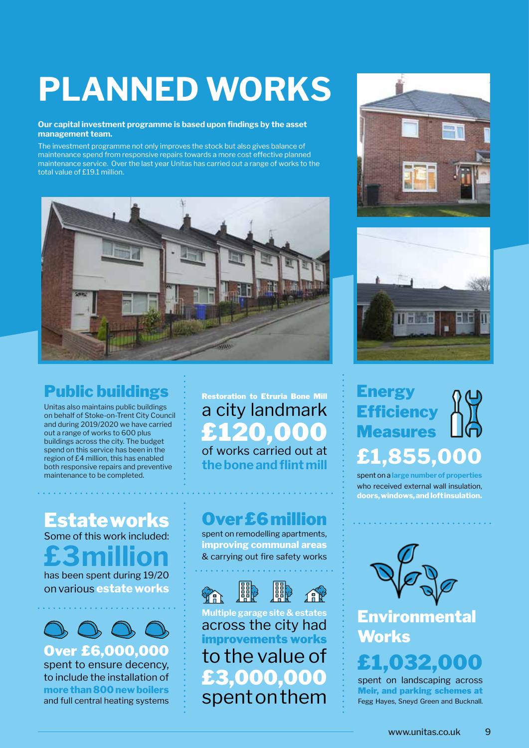# PLANNED WORKS

**Our capital investment programme is based upon findings by the asset management team.**

The investment programme not only improves the stock but also gives balance of maintenance spend from responsive repairs towards a more cost effective planned maintenance service. Over the last year Unitas has carried out a range of works to the total value of £19.1 million.

## Public buildings

Unitas also maintains public buildings on behalf of Stoke-on-Trent City Council and during 2019/2020 we have carried out a range of works to 600 plus buildings across the city. The budget spend on this service has been in the region of £4 million, this has enabled both responsive repairs and preventive maintenance to be completed.

**Restoration to Etruria Bone Mill**

a city landmark

**£120,000**

of works carried out at **the bone and flint mill**

## Energy Efficiency Measures

**£1,855,000**

spent on a **large number of properties** who received external wall insulation, **doors, windows, and loft insulation.**

## Estate works

Some of this work included:

**£3million**

has been spent during 19/20 on various **estate works**

**Over £6million**

spent on remodelling apartments, **improving communal areas** & carrying out fire safety works

**Over £6,000,000**

spent to ensure decency, to include the installation of **more than 800 new boilers** and full central heating systems

**Multiple garage site & estates** across the city had **improvements works** to the value of **£3,000,000** spent on them

## Environmental Works

**£1,032,000**

spent on landscaping across **Meir, and parking schemes at** Fegg Hayes, Sneyd Green and Bucknall.

www.unitas.co.uk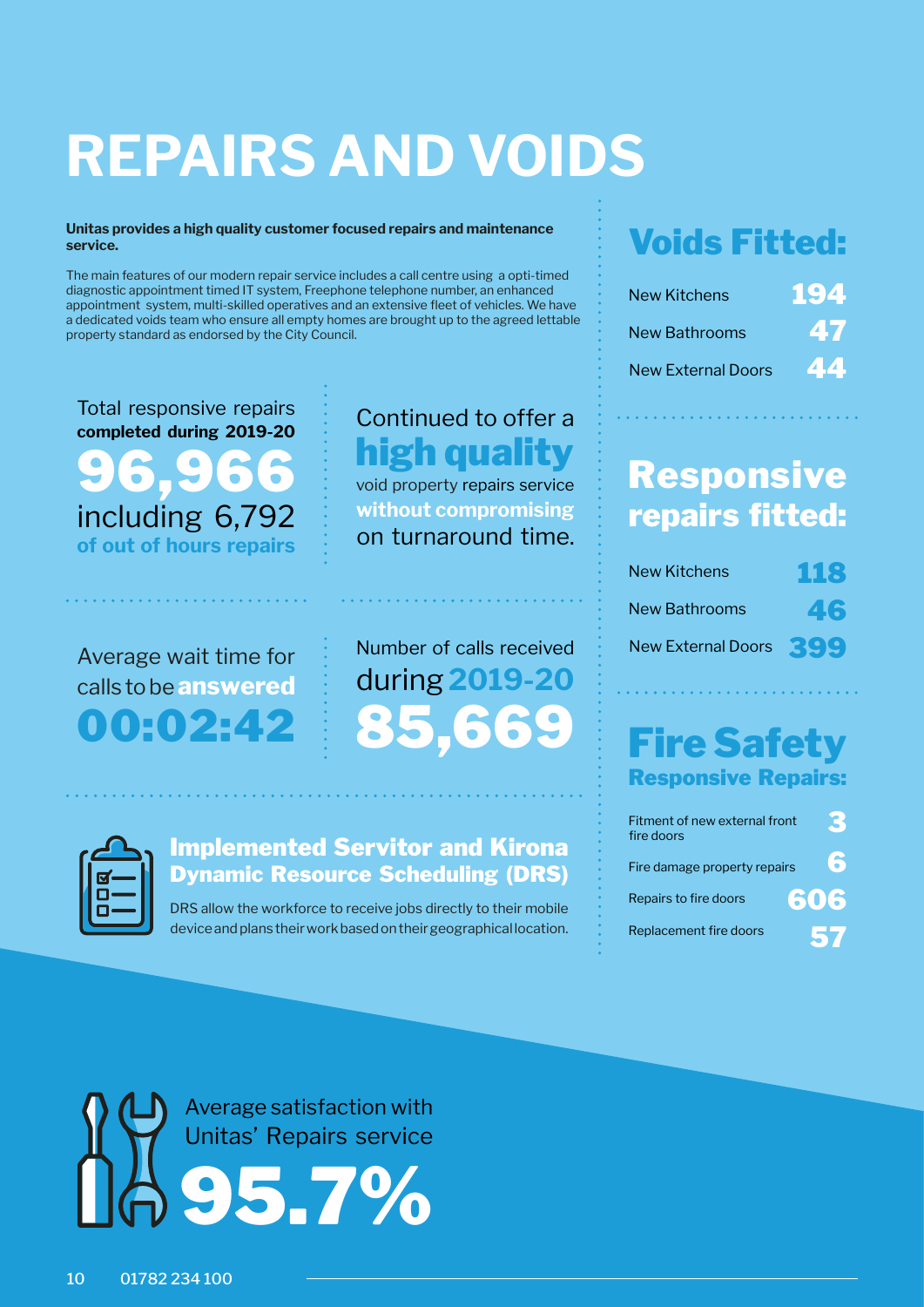# REPAIRS AND VOIDS

**Unitas provides a high quality customer focused repairs and maintenance service.**

The main features of our modern repair service includes a call centre using a opti-timed diagnostic appointment timed IT system, Freephone telephone number, an enhanced appointment system, multi-skilled operatives and an extensive fleet of vehicles. We have a dedicated voids team who ensure all empty homes are brought up to the agreed lettable property standard as endorsed by the City Council.

Total responsive repairs **completed during 2019-20**

**96,966**

including 6,792 **of out of hours repairs**

Continued to offer a **high quality** void property repairs service **without compromising** on turnaround time.

Average wait time for calls to be **answered**

**00:02:42**

Number of calls received during **2019-20**

**85,669**

### Implemented Servitor and Kirona Dynamic Resource Scheduling (DRS)

DRS allow the workforce to receive jobs directly to their mobile device and plans their work based on their geographical location.

## Voids Fitted:

| | |
|---|---|
| New Kitchens | 194 |
| New Bathrooms | 47 |
| New External Doors | 44 |

## Responsive repairs fitted:

| | |
|---|---|
| New Kitchens | 118 |
| New Bathrooms | 46 |
| New External Doors | 399 |

## Fire Safety

### Responsive Repairs:

| | |
|---|---|
| Fitment of new external front fire doors | 3 |
| Fire damage property repairs | 6 |
| Repairs to fire doors | 606 |
| Replacement fire doors | 57 |

Average satisfaction with Unitas' Repairs service

**95.7%**

01782 234 100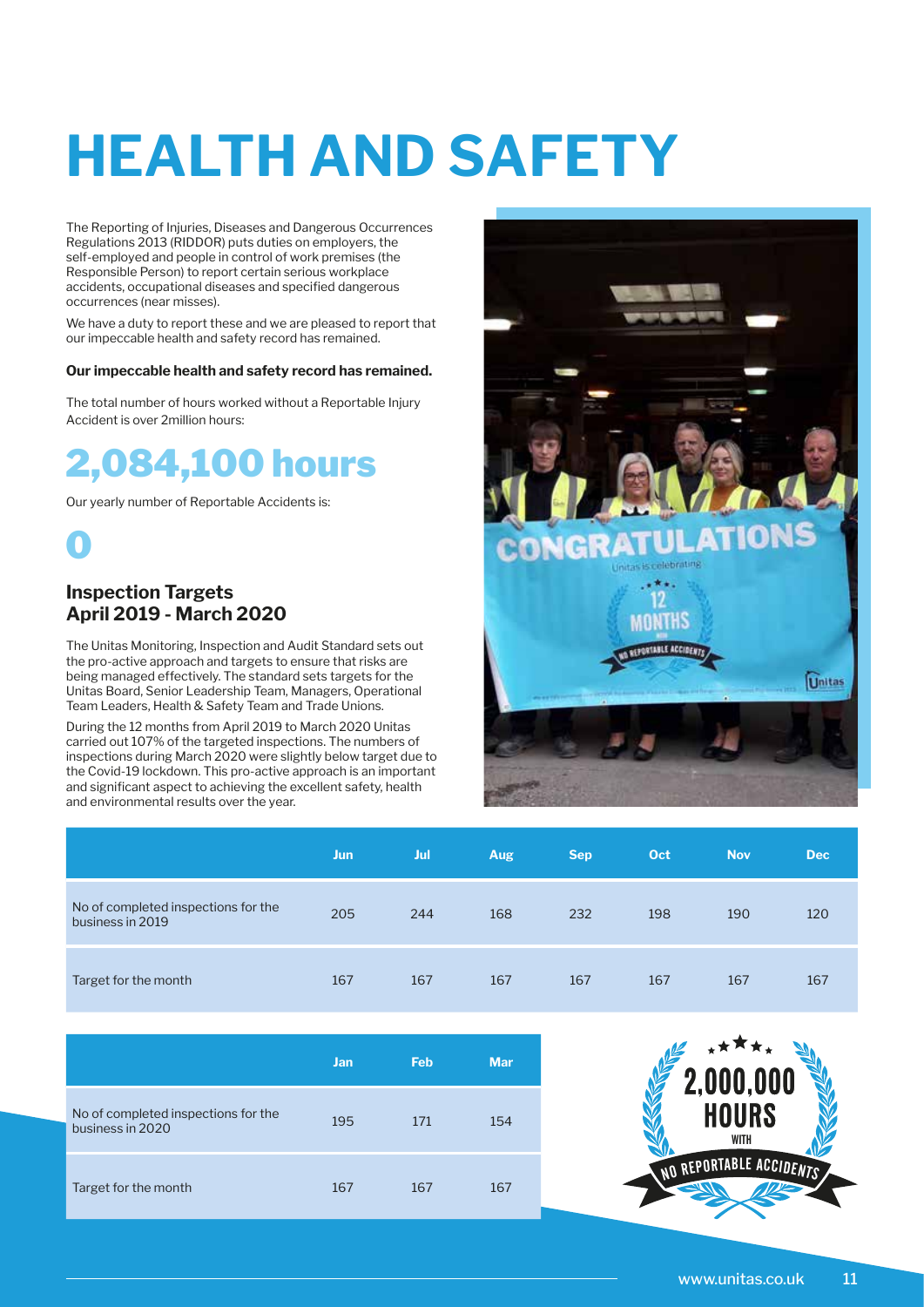# HEALTH AND SAFETY

The Reporting of Injuries, Diseases and Dangerous Occurrences Regulations 2013 (RIDDOR) puts duties on employers, the self-employed and people in control of work premises (the Responsible Person) to report certain serious workplace accidents, occupational diseases and specified dangerous occurrences (near misses).

We have a duty to report these and we are pleased to report that our impeccable health and safety record has remained.

**Our impeccable health and safety record has remained.**

The total number of hours worked without a Reportable Injury Accident is over 2million hours:

## 2,084,100 hours

Our yearly number of Reportable Accidents is:

## 0

### Inspection Targets April 2019 - March 2020

The Unitas Monitoring, Inspection and Audit Standard sets out the pro-active approach and targets to ensure that risks are being managed effectively. The standard sets targets for the Unitas Board, Senior Leadership Team, Managers, Operational Team Leaders, Health & Safety Team and Trade Unions.

During the 12 months from April 2019 to March 2020 Unitas carried out 107% of the targeted inspections. The numbers of inspections during March 2020 were slightly below target due to the Covid-19 lockdown. This pro-active approach is an important and significant aspect to achieving the excellent safety, health and environmental results over the year.

| | Jun | Jul | Aug | Sep | Oct | Nov | Dec |
|---|---|---|---|---|---|---|---|
| No of completed inspections for the business in 2019 | 205 | 244 | 168 | 232 | 198 | 190 | 120 |
| Target for the month | 167 | 167 | 167 | 167 | 167 | 167 | 167 |

| | Jan | Feb | Mar |
|---|---|---|---|
| No of completed inspections for the business in 2020 | 195 | 171 | 154 |
| Target for the month | 167 | 167 | 167 |

2,000,000 HOURS WITH NO REPORTABLE ACCIDENTS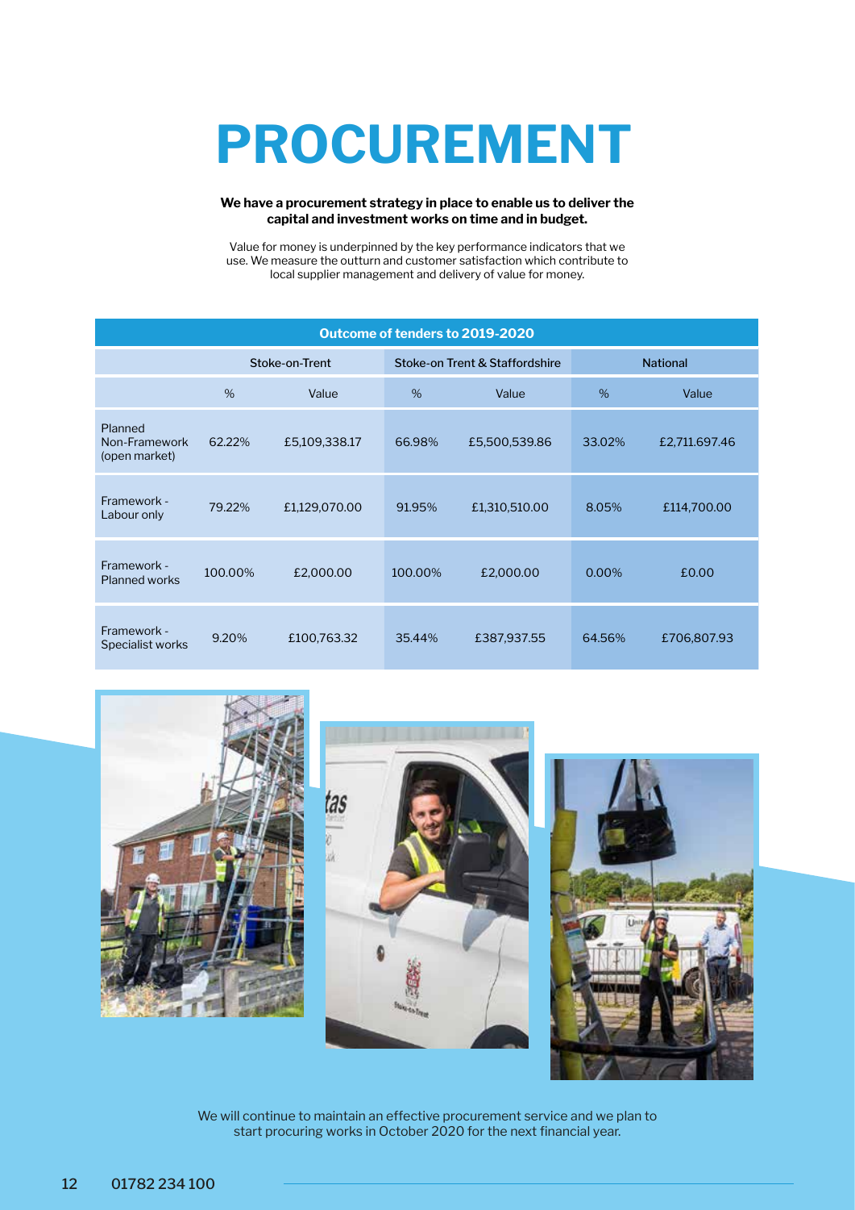# PROCUREMENT

**We have a procurement strategy in place to enable us to deliver the capital and investment works on time and in budget.**

Value for money is underpinned by the key performance indicators that we use. We measure the outturn and customer satisfaction which contribute to local supplier management and delivery of value for money.

| Outcome of tenders to 2019-2020 | | | | | | |
|---|---|---|---|---|---|---|
| | Stoke-on-Trent | | Stoke-on Trent & Staffordshire | | National | |
| | % | Value | % | Value | % | Value |
| Planned Non-Framework (open market) | 62.22% | £5,109,338.17 | 66.98% | £5,500,539.86 | 33.02% | £2,711.697.46 |
| Framework - Labour only | 79.22% | £1,129,070.00 | 91.95% | £1,310,510.00 | 8.05% | £114,700.00 |
| Framework - Planned works | 100.00% | £2,000.00 | 100.00% | £2,000.00 | 0.00% | £0.00 |
| Framework - Specialist works | 9.20% | £100,763.32 | 35.44% | £387,937.55 | 64.56% | £706,807.93 |

We will continue to maintain an effective procurement service and we plan to start procuring works in October 2020 for the next financial year.

01782 234 100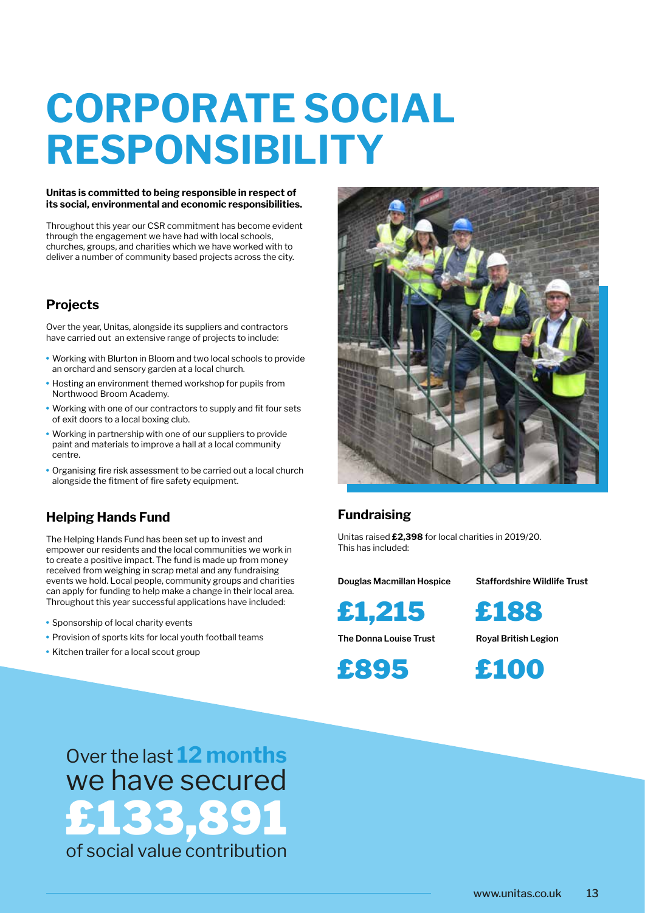# CORPORATE SOCIAL RESPONSIBILITY

**Unitas is committed to being responsible in respect of its social, environmental and economic responsibilities.**

Throughout this year our CSR commitment has become evident through the engagement we have had with local schools, churches, groups, and charities which we have worked with to deliver a number of community based projects across the city.

## Projects

Over the year, Unitas, alongside its suppliers and contractors have carried out an extensive range of projects to include:

- Working with Blurton in Bloom and two local schools to provide an orchard and sensory garden at a local church.
- Hosting an environment themed workshop for pupils from Northwood Broom Academy.
- Working with one of our contractors to supply and fit four sets of exit doors to a local boxing club.
- Working in partnership with one of our suppliers to provide paint and materials to improve a hall at a local community centre.
- Organising fire risk assessment to be carried out a local church alongside the fitment of fire safety equipment.

## Helping Hands Fund

The Helping Hands Fund has been set up to invest and empower our residents and the local communities we work in to create a positive impact. The fund is made up from money received from weighing in scrap metal and any fundraising events we hold. Local people, community groups and charities can apply for funding to help make a change in their local area. Throughout this year successful applications have included:

- Sponsorship of local charity events
- Provision of sports kits for local youth football teams
- Kitchen trailer for a local scout group

## Fundraising

Unitas raised **£2,398** for local charities in 2019/20. This has included:

**Douglas Macmillan Hospice**

**£1,215**

**Staffordshire Wildlife Trust**

**£188**

**The Donna Louise Trust**

**£895**

**Royal British Legion**

**£100**

Over the last **12 months** we have secured **£133,891** of social value contribution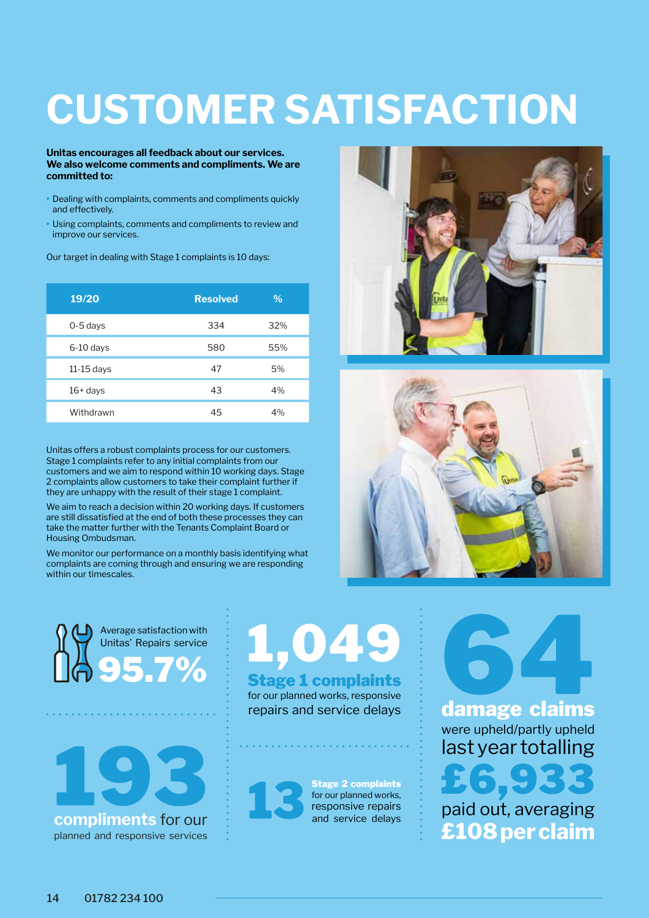# CUSTOMER SATISFACTION

**Unitas encourages all feedback about our services. We also welcome comments and compliments. We are committed to:**

- Dealing with complaints, comments and compliments quickly and effectively.
- Using complaints, comments and compliments to review and improve our services.

Our target in dealing with Stage 1 complaints is 10 days:

| 19/20 | Resolved | % |
|---|---|---|
| 0-5 days | 334 | 32% |
| 6-10 days | 580 | 55% |
| 11-15 days | 47 | 5% |
| 16+ days | 43 | 4% |
| Withdrawn | 45 | 4% |

Unitas offers a robust complaints process for our customers. Stage 1 complaints refer to any initial complaints from our customers and we aim to respond within 10 working days. Stage 2 complaints allow customers to take their complaint further if they are unhappy with the result of their stage 1 complaint.

We aim to reach a decision within 20 working days. If customers are still dissatisfied at the end of both these processes they can take the matter further with the Tenants Complaint Board or Housing Ombudsman.

We monitor our performance on a monthly basis identifying what complaints are coming through and ensuring we are responding within our timescales.

Average satisfaction with Unitas' Repairs service **95.7%**

**193** **compliments** for our planned and responsive services

**1,049** **Stage 1 complaints** for our planned works, responsive repairs and service delays

**13** **Stage 2 complaints** for our planned works, responsive repairs and service delays

**64** **damage claims** were upheld/partly upheld last year totalling **£6,933** paid out, averaging **£108 per claim**

01782 234 100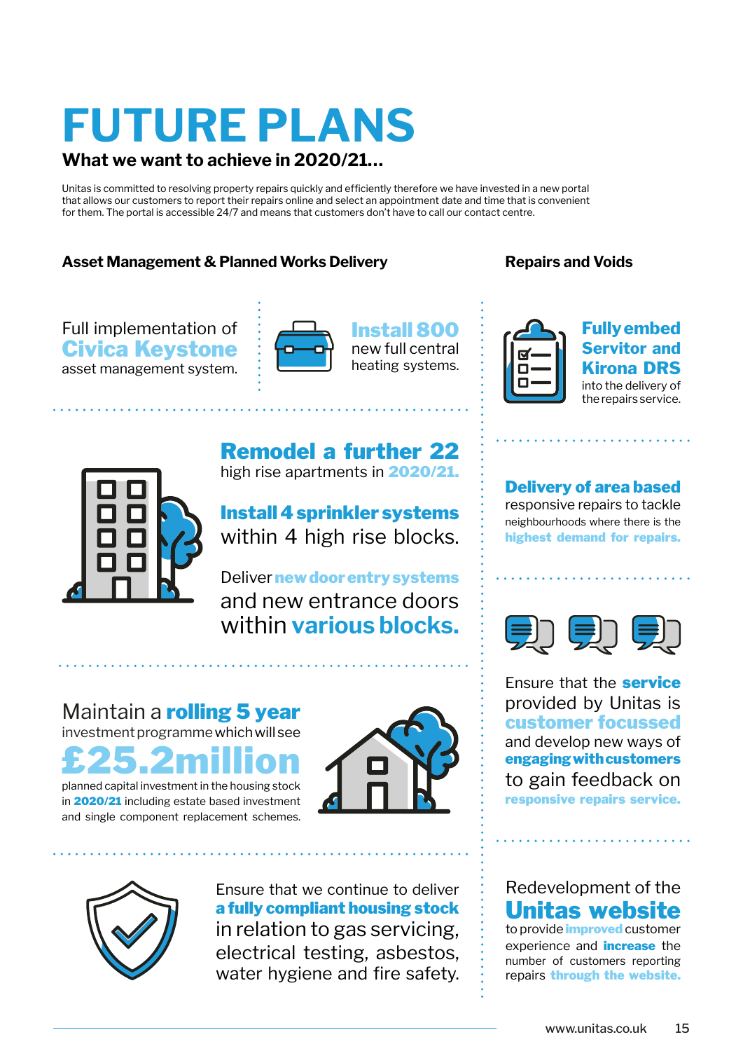# FUTURE PLANS

**What we want to achieve in 2020/21...**

Unitas is committed to resolving property repairs quickly and efficiently therefore we have invested in a new portal that allows our customers to report their repairs online and select an appointment date and time that is convenient for them. The portal is accessible 24/7 and means that customers don't have to call our contact centre.

## Asset Management & Planned Works Delivery

Full implementation of **Civica Keystone** asset management system.

**Install 800** new full central heating systems.

**Remodel a further 22** high rise apartments in **2020/21.**

**Install 4 sprinkler systems** within 4 high rise blocks.

Deliver **new door entry systems** and new entrance doors within **various blocks.**

Maintain a **rolling 5 year** investment programme which will see **£25.2million** planned capital investment in the housing stock in **2020/21** including estate based investment and single component replacement schemes.

Ensure that we continue to deliver **a fully compliant housing stock** in relation to gas servicing, electrical testing, asbestos, water hygiene and fire safety.

## Repairs and Voids

**Fully embed Servitor and Kirona DRS** into the delivery of the repairs service.

**Delivery of area based** responsive repairs to tackle neighbourhoods where there is the **highest demand for repairs.**

Ensure that the **service** provided by Unitas is **customer focussed** and develop new ways of **engaging with customers** to gain feedback on **responsive repairs service.**

Redevelopment of the **Unitas website** to provide **improved** customer experience and **increase** the number of customers reporting repairs **through the website.**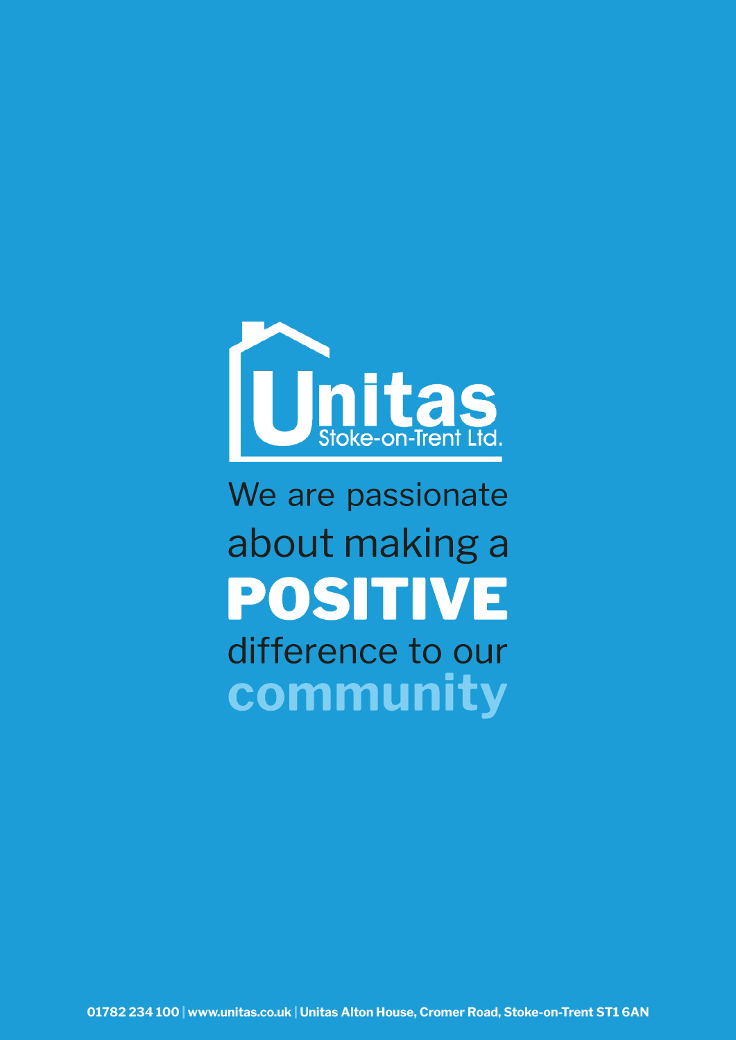Unitas
Stoke-on-Trent Ltd.

We are passionate about making a **POSITIVE** difference to our **community**

**01782 234 100 | www.unitas.co.uk | Unitas Alton House, Cromer Road, Stoke-on-Trent ST1 6AN**